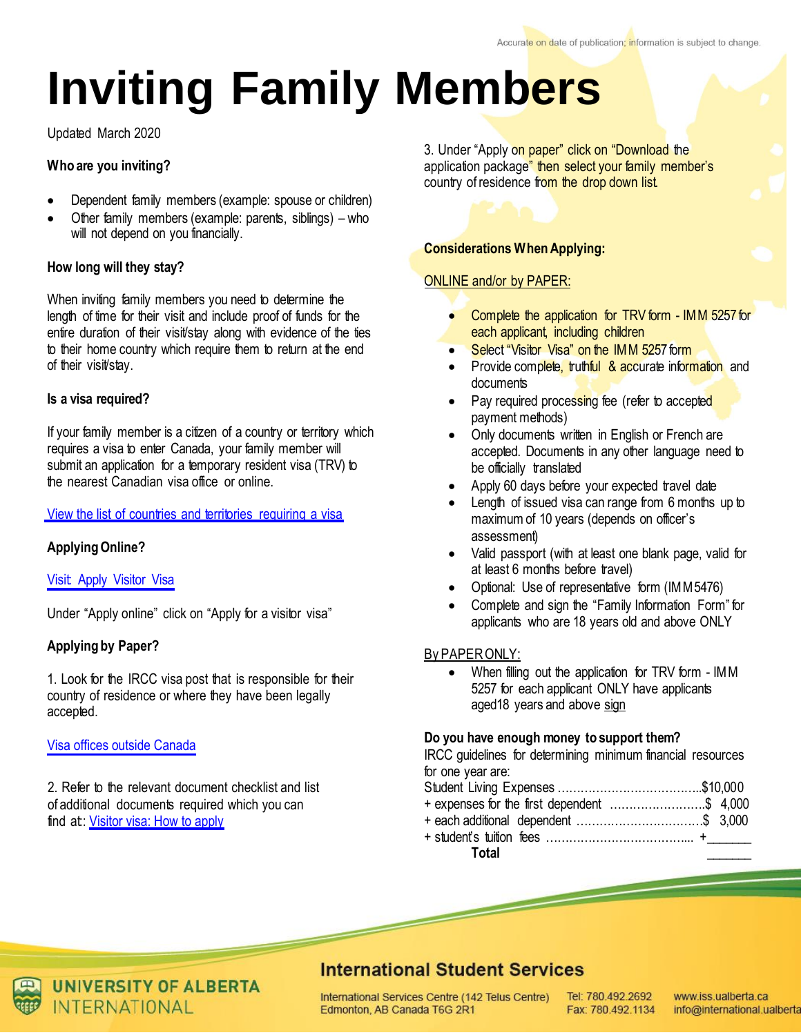Accurate on date of publication; information is subject to change.

# Inviting Family Members

Updated March 2020

**Who are you inviting?**

- Dependent family members (example: spouse or children)
- Other family members (example: parents, siblings) – who will not depend on you financially.

**How long will they stay?**

When inviting family members you need to determine the length of time for their visit and include proof of funds for the entire duration of their visit/stay along with evidence of the ties to their home country which require them to return at the end of their visit/stay.

**Is a visa required?**

If your family member is a citizen of a country or territory which requires a visa to enter Canada, your family member will submit an application for a temporary resident visa (TRV) to the nearest Canadian visa office or online.

View the list of countries and territories requiring a visa

**Applying Online?**

Visit Apply Visitor Visa

Under "Apply online" click on "Apply for a visitor visa"

**Applying by Paper?**

1. Look for the IRCC visa post that is responsible for their country of residence or where they have been legally accepted.

Visa offices outside Canada

2. Refer to the relevant document checklist and list of additional documents required which you can find at: Visitor visa: How to apply

3. Under "Apply on paper" click on "Download the application package" then select your family member's country of residence from the drop down list.

**Considerations When Applying:**

ONLINE and/or by PAPER:

- Complete the application for TRV form - IMM 5257 for each applicant, including children
- Select "Visitor Visa" on the IMM 5257 form
- Provide complete, truthful & accurate information and documents
- Pay required processing fee (refer to accepted payment methods)
- Only documents written in English or French are accepted. Documents in any other language need to be officially translated
- Apply 60 days before your expected travel date
- Length of issued visa can range from 6 months up to maximum of 10 years (depends on officer's assessment)
- Valid passport (with at least one blank page, valid for at least 6 months before travel)
- Optional: Use of representative form (IMM5476)
- Complete and sign the "Family Information Form" for applicants who are 18 years old and above ONLY

By PAPER ONLY:

- When filling out the application for TRV form - IMM 5257 for each applicant ONLY have applicants aged18 years and above sign

**Do you have enough money to support them?**

IRCC guidelines for determining minimum financial resources for one year are:

| | |
|---|---|
| Student Living Expenses | $10,000 |
| + expenses for the first dependent | $ 4,000 |
| + each additional dependent | $ 3,000 |
| + student's tuition fees | +_______ |
| **Total** | _______ |

**International Student Services**

UNIVERSITY OF ALBERTA INTERNATIONAL

International Services Centre (142 Telus Centre)
Edmonton, AB Canada T6G 2R1

Tel: 780.492.2692
Fax: 780.492.1134

www.iss.ualberta.ca
info@international.ualberta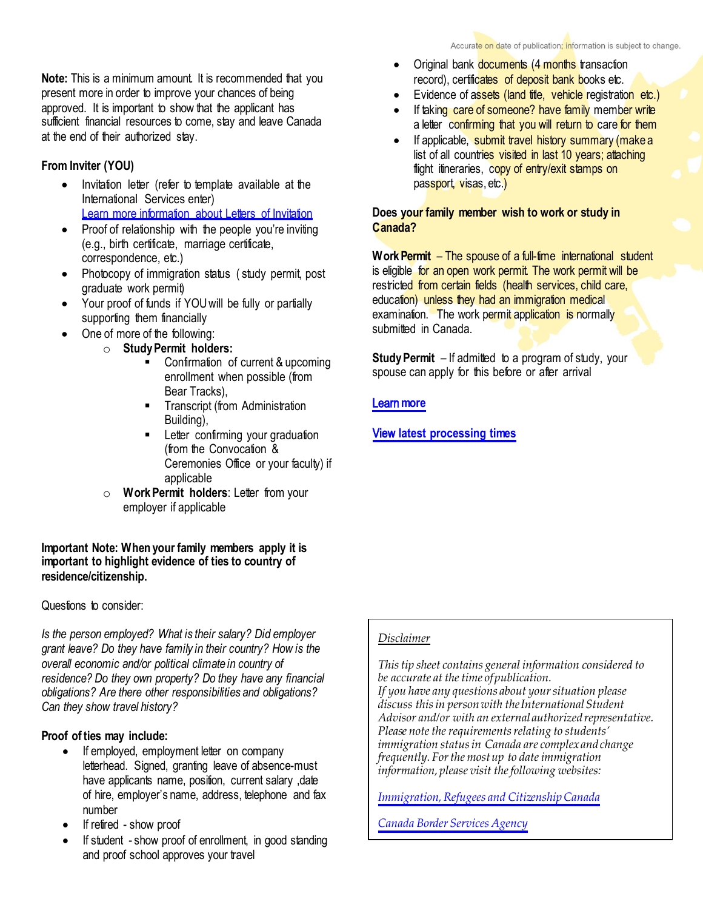**Note:** This is a minimum amount. It is recommended that you present more in order to improve your chances of being approved. It is important to show that the applicant has sufficient financial resources to come, stay and leave Canada at the end of their authorized stay.

**From Inviter (YOU)**

- Invitation letter (refer to template available at the International Services enter) [Learn more information about Letters of Invitation]
- Proof of relationship with the people you're inviting (e.g., birth certificate, marriage certificate, correspondence, etc.)
- Photocopy of immigration status (study permit, post graduate work permit)
- Your proof of funds if YOU will be fully or partially supporting them financially
- One of more of the following:
  - **Study Permit holders:**
    - Confirmation of current & upcoming enrollment when possible (from Bear Tracks),
    - Transcript (from Administration Building),
    - Letter confirming your graduation (from the Convocation & Ceremonies Office or your faculty) if applicable
  - **Work Permit holders**: Letter from your employer if applicable

**Important Note: When your family members apply it is important to highlight evidence of ties to country of residence/citizenship.**

Questions to consider:

*Is the person employed? What is their salary? Did employer grant leave? Do they have family in their country? How is the overall economic and/or political climate in country of residence? Do they own property? Do they have any financial obligations? Are there other responsibilities and obligations? Can they show travel history?*

**Proof of ties may include:**

- If employed, employment letter on company letterhead. Signed, granting leave of absence-must have applicants name, position, current salary ,date of hire, employer's name, address, telephone and fax number
- If retired - show proof
- If student - show proof of enrollment, in good standing and proof school approves your travel
- Original bank documents (4 months transaction record), certificates of deposit bank books etc.
- Evidence of assets (land title, vehicle registration etc.)
- If taking care of someone? have family member write a letter confirming that you will return to care for them
- If applicable, submit travel history summary (make a list of all countries visited in last 10 years; attaching flight itineraries, copy of entry/exit stamps on passport, visas, etc.)

**Does your family member wish to work or study in Canada?**

**Work Permit** – The spouse of a full-time international student is eligible for an open work permit. The work permit will be restricted from certain fields (health services, child care, education) unless they had an immigration medical examination. The work permit application is normally submitted in Canada.

**Study Permit** – If admitted to a program of study, your spouse can apply for this before or after arrival

**Learn more**

**View latest processing times**

*Disclaimer*

*This tip sheet contains general information considered to be accurate at the time of publication.*
*If you have any questions about your situation please discuss this in person with the International Student Advisor and/or with an external authorized representative. Please note the requirements relating to students' immigration status in Canada are complex and change frequently. For the most up to date immigration information, please visit the following websites:*

*Immigration, Refugees and Citizenship Canada*

*Canada Border Services Agency*